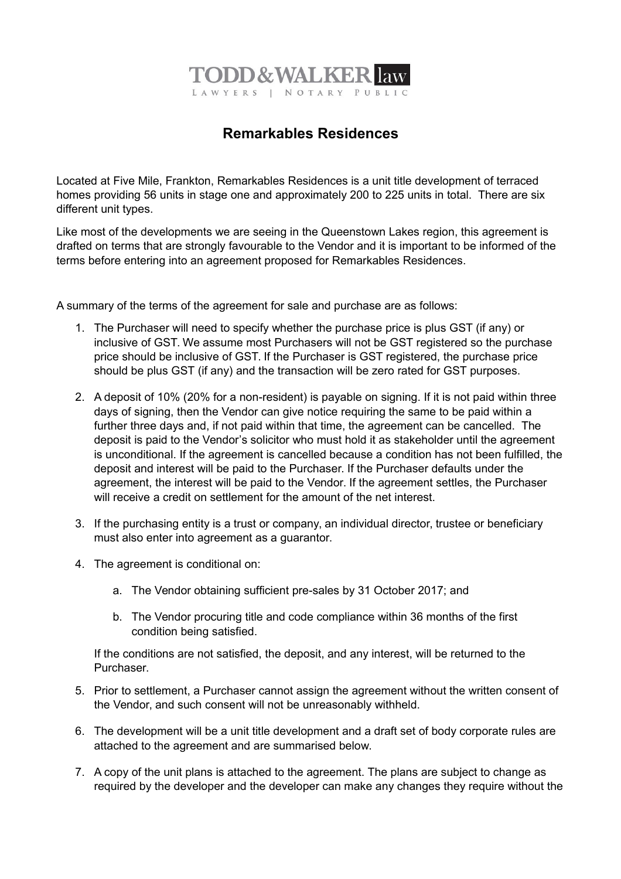TODD&WALKER law

LAWYERS | NOTARY PUBLIC

# Remarkables Residences

Located at Five Mile, Frankton, Remarkables Residences is a unit title development of terraced homes providing 56 units in stage one and approximately 200 to 225 units in total. There are six different unit types.

Like most of the developments we are seeing in the Queenstown Lakes region, this agreement is drafted on terms that are strongly favourable to the Vendor and it is important to be informed of the terms before entering into an agreement proposed for Remarkables Residences.

A summary of the terms of the agreement for sale and purchase are as follows:

1. The Purchaser will need to specify whether the purchase price is plus GST (if any) or inclusive of GST. We assume most Purchasers will not be GST registered so the purchase price should be inclusive of GST. If the Purchaser is GST registered, the purchase price should be plus GST (if any) and the transaction will be zero rated for GST purposes.
2. A deposit of 10% (20% for a non-resident) is payable on signing. If it is not paid within three days of signing, then the Vendor can give notice requiring the same to be paid within a further three days and, if not paid within that time, the agreement can be cancelled. The deposit is paid to the Vendor's solicitor who must hold it as stakeholder until the agreement is unconditional. If the agreement is cancelled because a condition has not been fulfilled, the deposit and interest will be paid to the Purchaser. If the Purchaser defaults under the agreement, the interest will be paid to the Vendor. If the agreement settles, the Purchaser will receive a credit on settlement for the amount of the net interest.
3. If the purchasing entity is a trust or company, an individual director, trustee or beneficiary must also enter into agreement as a guarantor.
4. The agreement is conditional on:
   a. The Vendor obtaining sufficient pre-sales by 31 October 2017; and
   b. The Vendor procuring title and code compliance within 36 months of the first condition being satisfied.

   If the conditions are not satisfied, the deposit, and any interest, will be returned to the Purchaser.
5. Prior to settlement, a Purchaser cannot assign the agreement without the written consent of the Vendor, and such consent will not be unreasonably withheld.
6. The development will be a unit title development and a draft set of body corporate rules are attached to the agreement and are summarised below.
7. A copy of the unit plans is attached to the agreement. The plans are subject to change as required by the developer and the developer can make any changes they require without the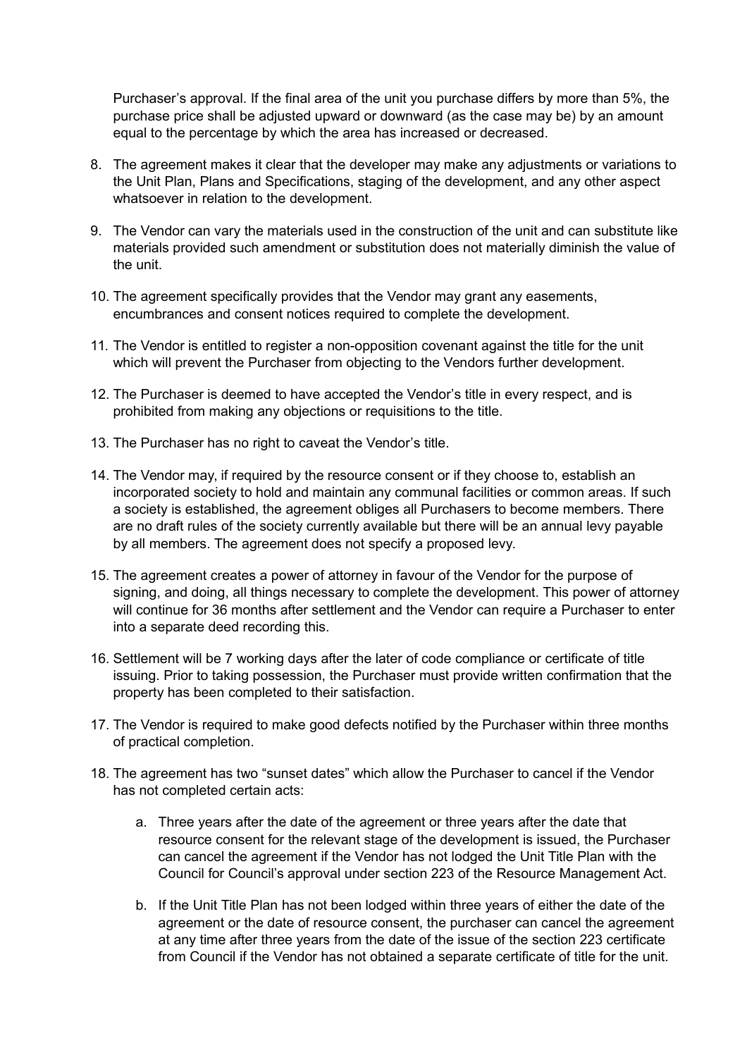Purchaser's approval. If the final area of the unit you purchase differs by more than 5%, the purchase price shall be adjusted upward or downward (as the case may be) by an amount equal to the percentage by which the area has increased or decreased.

8. The agreement makes it clear that the developer may make any adjustments or variations to the Unit Plan, Plans and Specifications, staging of the development, and any other aspect whatsoever in relation to the development.

9. The Vendor can vary the materials used in the construction of the unit and can substitute like materials provided such amendment or substitution does not materially diminish the value of the unit.

10. The agreement specifically provides that the Vendor may grant any easements, encumbrances and consent notices required to complete the development.

11. The Vendor is entitled to register a non-opposition covenant against the title for the unit which will prevent the Purchaser from objecting to the Vendors further development.

12. The Purchaser is deemed to have accepted the Vendor's title in every respect, and is prohibited from making any objections or requisitions to the title.

13. The Purchaser has no right to caveat the Vendor's title.

14. The Vendor may, if required by the resource consent or if they choose to, establish an incorporated society to hold and maintain any communal facilities or common areas. If such a society is established, the agreement obliges all Purchasers to become members. There are no draft rules of the society currently available but there will be an annual levy payable by all members. The agreement does not specify a proposed levy.

15. The agreement creates a power of attorney in favour of the Vendor for the purpose of signing, and doing, all things necessary to complete the development. This power of attorney will continue for 36 months after settlement and the Vendor can require a Purchaser to enter into a separate deed recording this.

16. Settlement will be 7 working days after the later of code compliance or certificate of title issuing. Prior to taking possession, the Purchaser must provide written confirmation that the property has been completed to their satisfaction.

17. The Vendor is required to make good defects notified by the Purchaser within three months of practical completion.

18. The agreement has two "sunset dates" which allow the Purchaser to cancel if the Vendor has not completed certain acts:

    a. Three years after the date of the agreement or three years after the date that resource consent for the relevant stage of the development is issued, the Purchaser can cancel the agreement if the Vendor has not lodged the Unit Title Plan with the Council for Council's approval under section 223 of the Resource Management Act.

    b. If the Unit Title Plan has not been lodged within three years of either the date of the agreement or the date of resource consent, the purchaser can cancel the agreement at any time after three years from the date of the issue of the section 223 certificate from Council if the Vendor has not obtained a separate certificate of title for the unit.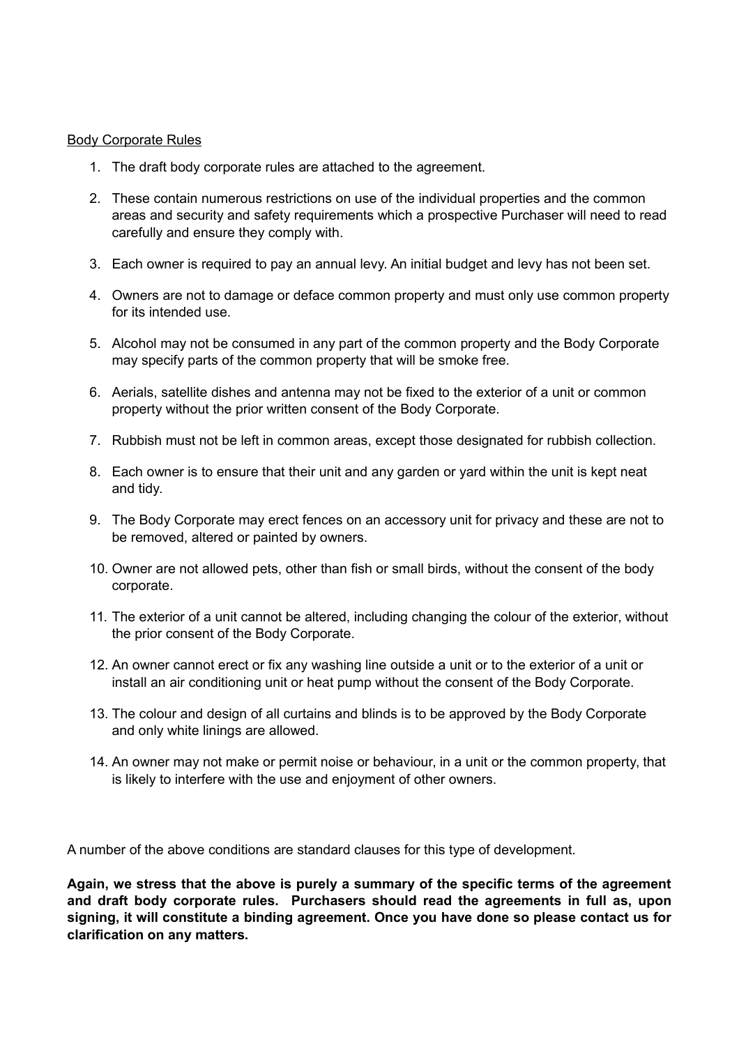Body Corporate Rules

1. The draft body corporate rules are attached to the agreement.
2. These contain numerous restrictions on use of the individual properties and the common areas and security and safety requirements which a prospective Purchaser will need to read carefully and ensure they comply with.
3. Each owner is required to pay an annual levy. An initial budget and levy has not been set.
4. Owners are not to damage or deface common property and must only use common property for its intended use.
5. Alcohol may not be consumed in any part of the common property and the Body Corporate may specify parts of the common property that will be smoke free.
6. Aerials, satellite dishes and antenna may not be fixed to the exterior of a unit or common property without the prior written consent of the Body Corporate.
7. Rubbish must not be left in common areas, except those designated for rubbish collection.
8. Each owner is to ensure that their unit and any garden or yard within the unit is kept neat and tidy.
9. The Body Corporate may erect fences on an accessory unit for privacy and these are not to be removed, altered or painted by owners.
10. Owner are not allowed pets, other than fish or small birds, without the consent of the body corporate.
11. The exterior of a unit cannot be altered, including changing the colour of the exterior, without the prior consent of the Body Corporate.
12. An owner cannot erect or fix any washing line outside a unit or to the exterior of a unit or install an air conditioning unit or heat pump without the consent of the Body Corporate.
13. The colour and design of all curtains and blinds is to be approved by the Body Corporate and only white linings are allowed.
14. An owner may not make or permit noise or behaviour, in a unit or the common property, that is likely to interfere with the use and enjoyment of other owners.

A number of the above conditions are standard clauses for this type of development.

**Again, we stress that the above is purely a summary of the specific terms of the agreement and draft body corporate rules. Purchasers should read the agreements in full as, upon signing, it will constitute a binding agreement. Once you have done so please contact us for clarification on any matters.**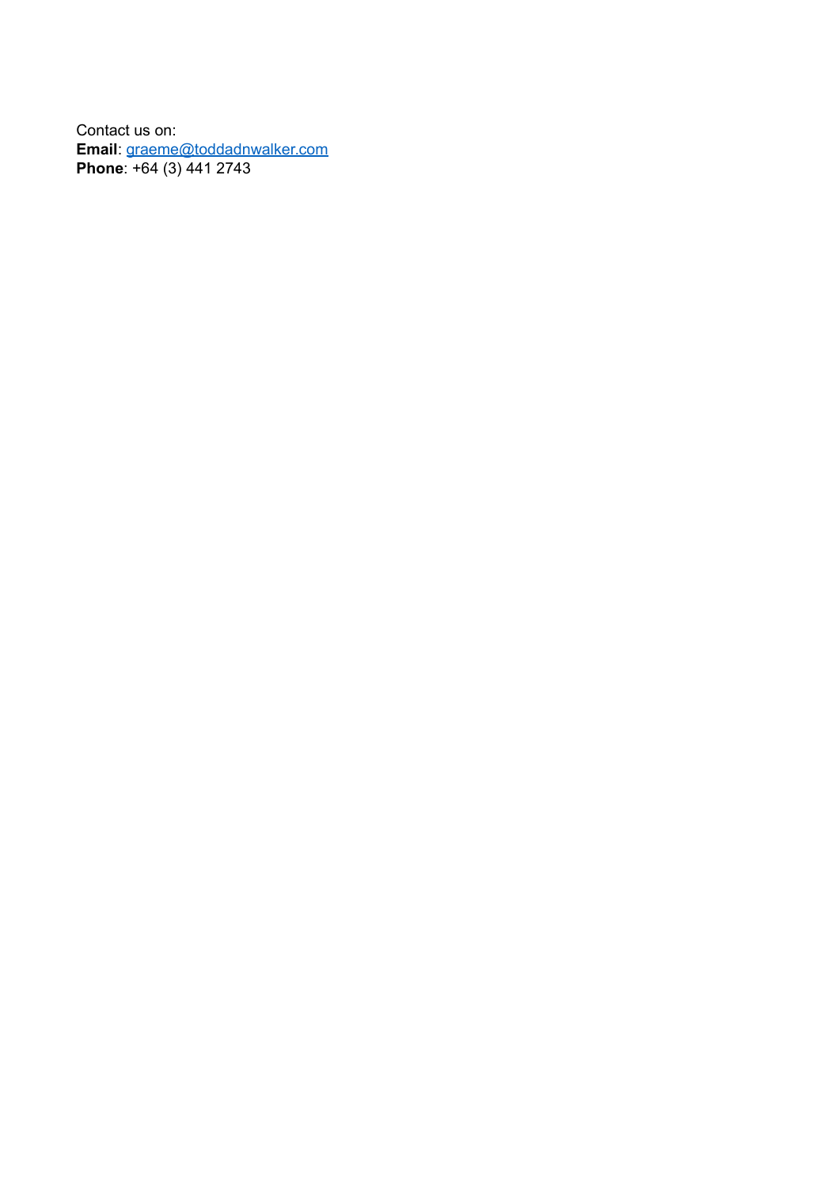Contact us on:
**Email**: [graeme@toddadnwalker.com](mailto:graeme@toddadnwalker.com)
**Phone**: +64 (3) 441 2743